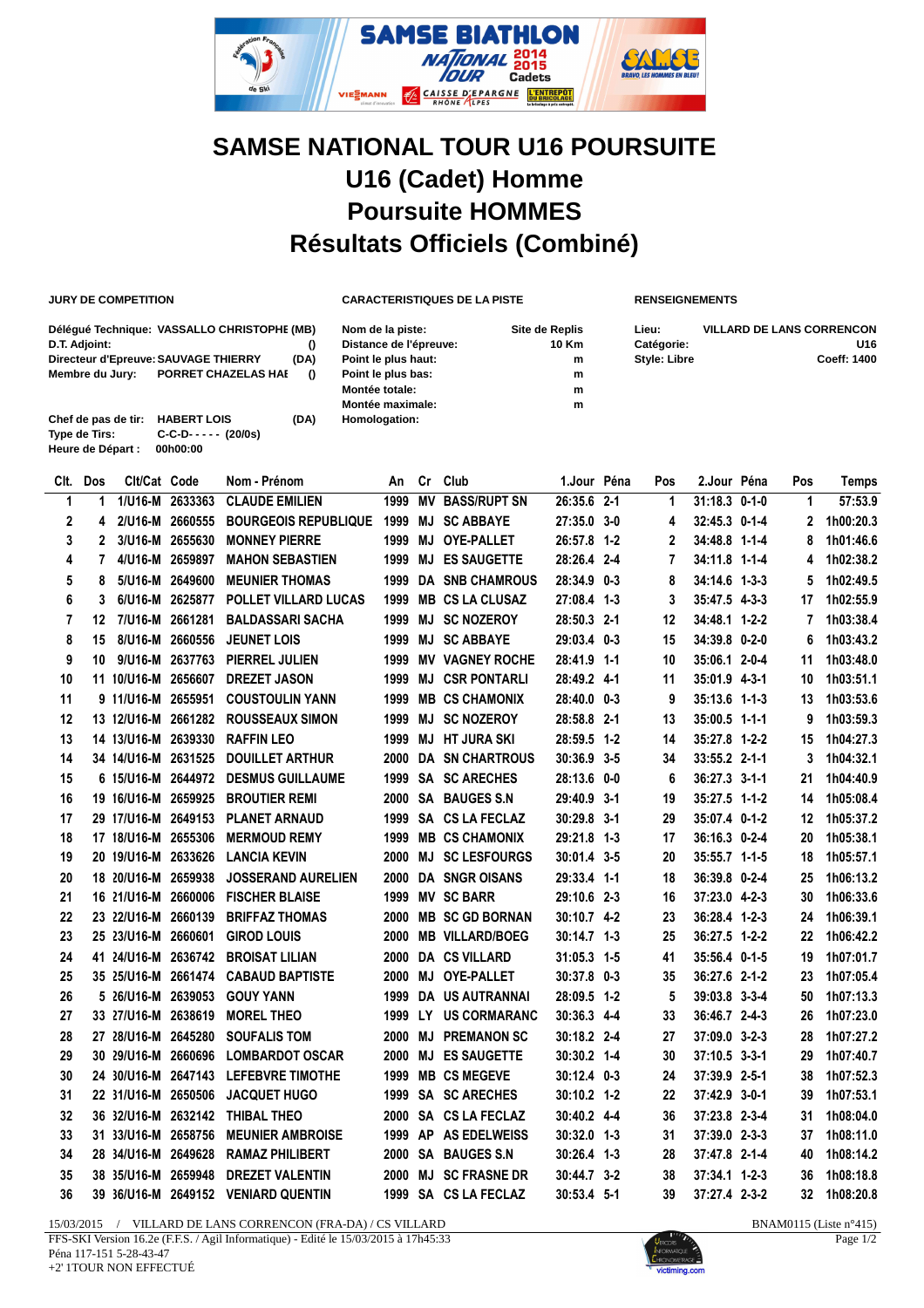# SAMSE NATIONAL TOUR U16 POURSUITE

## U16 (Cadet) Homme

## Poursuite HOMMES

## Résultats Officiels (Combiné)

**JURY DE COMPETITION**

Délégué Technique: VASSALLO CHRISTOPHE (MB)
D.T. Adjoint: ()
Directeur d'Epreuve: SAUVAGE THIERRY (DA)
Membre du Jury: PORRET CHAZELAS HAI ()

Chef de pas de tir: HABERT LOIS (DA)
Type de Tirs: C-C-D- - - - - (20/0s)
Heure de Départ : 00h00:00

**CARACTERISTIQUES DE LA PISTE**

Nom de la piste: Site de Replis
Distance de l'épreuve: 10 Km
Point le plus haut: m
Point le plus bas: m
Montée totale: m
Montée maximale: m
Homologation:

**RENSEIGNEMENTS**

Lieu: VILLARD DE LANS CORRENCON
Catégorie: U16
Style: Libre
Coeff: 1400

| Clt. | Dos | Clt/Cat | Code | Nom - Prénom | An | Cr | Club | 1.Jour | Péna | Pos | 2.Jour | Péna | Pos | Temps |
|---|---|---|---|---|---|---|---|---|---|---|---|---|---|---|
| 1 | 1 | 1/U16-M | 2633363 | CLAUDE EMILIEN | 1999 | MV | BASS/RUPT SN | 26:35.6 | 2-1 | 1 | 31:18.3 | 0-1-0 | 1 | 57:53.9 |
| 2 | 4 | 2/U16-M | 2660555 | BOURGEOIS REPUBLIQUE | 1999 | MJ | SC ABBAYE | 27:35.0 | 3-0 | 4 | 32:45.3 | 0-1-4 | 2 | 1h00:20.3 |
| 3 | 2 | 3/U16-M | 2655630 | MONNEY PIERRE | 1999 | MJ | OYE-PALLET | 26:57.8 | 1-2 | 2 | 34:48.8 | 1-1-4 | 8 | 1h01:46.6 |
| 4 | 7 | 4/U16-M | 2659897 | MAHON SEBASTIEN | 1999 | MJ | ES SAUGETTE | 28:26.4 | 2-4 | 7 | 34:11.8 | 1-1-4 | 4 | 1h02:38.2 |
| 5 | 8 | 5/U16-M | 2649600 | MEUNIER THOMAS | 1999 | DA | SNB CHAMROUS | 28:34.9 | 0-3 | 8 | 34:14.6 | 1-3-3 | 5 | 1h02:49.5 |
| 6 | 3 | 6/U16-M | 2625877 | POLLET VILLARD LUCAS | 1999 | MB | CS LA CLUSAZ | 27:08.4 | 1-3 | 3 | 35:47.5 | 4-3-3 | 17 | 1h02:55.9 |
| 7 | 12 | 7/U16-M | 2661281 | BALDASSARI SACHA | 1999 | MJ | SC NOZEROY | 28:50.3 | 2-1 | 12 | 34:48.1 | 1-2-2 | 7 | 1h03:38.4 |
| 8 | 15 | 8/U16-M | 2660556 | JEUNET LOIS | 1999 | MJ | SC ABBAYE | 29:03.4 | 0-3 | 15 | 34:39.8 | 0-2-0 | 6 | 1h03:43.2 |
| 9 | 10 | 9/U16-M | 2637763 | PIERREL JULIEN | 1999 | MV | VAGNEY ROCHE | 28:41.9 | 1-1 | 10 | 35:06.1 | 2-0-4 | 11 | 1h03:48.0 |
| 10 | 11 | 10/U16-M | 2656607 | DREZET JASON | 1999 | MJ | CSR PONTARLI | 28:49.2 | 4-1 | 11 | 35:01.9 | 4-3-1 | 10 | 1h03:51.1 |
| 11 | 9 | 11/U16-M | 2655951 | COUSTOULIN YANN | 1999 | MB | CS CHAMONIX | 28:40.0 | 0-3 | 9 | 35:13.6 | 1-1-3 | 13 | 1h03:53.6 |
| 12 | 13 | 12/U16-M | 2661282 | ROUSSEAUX SIMON | 1999 | MJ | SC NOZEROY | 28:58.8 | 2-1 | 13 | 35:00.5 | 1-1-1 | 9 | 1h03:59.3 |
| 13 | 14 | 13/U16-M | 2639330 | RAFFIN LEO | 1999 | MJ | HT JURA SKI | 28:59.5 | 1-2 | 14 | 35:27.8 | 1-2-2 | 15 | 1h04:27.3 |
| 14 | 34 | 14/U16-M | 2631525 | DOUILLET ARTHUR | 2000 | DA | SN CHARTROUS | 30:36.9 | 3-5 | 34 | 33:55.2 | 2-1-1 | 3 | 1h04:32.1 |
| 15 | 6 | 15/U16-M | 2644972 | DESMUS GUILLAUME | 1999 | SA | SC ARECHES | 28:13.6 | 0-0 | 6 | 36:27.3 | 3-1-1 | 21 | 1h04:40.9 |
| 16 | 19 | 16/U16-M | 2659925 | BROUTIER REMI | 2000 | SA | BAUGES S.N | 29:40.9 | 3-1 | 19 | 35:27.5 | 1-1-2 | 14 | 1h05:08.4 |
| 17 | 29 | 17/U16-M | 2649153 | PLANET ARNAUD | 1999 | SA | CS LA FECLAZ | 30:29.8 | 3-1 | 29 | 35:07.4 | 0-1-2 | 12 | 1h05:37.2 |
| 18 | 17 | 18/U16-M | 2655306 | MERMOUD REMY | 1999 | MB | CS CHAMONIX | 29:21.8 | 1-3 | 17 | 36:16.3 | 0-2-4 | 20 | 1h05:38.1 |
| 19 | 20 | 19/U16-M | 2633626 | LANCIA KEVIN | 2000 | MJ | SC LESFOURGS | 30:01.4 | 3-5 | 20 | 35:55.7 | 1-1-5 | 18 | 1h05:57.1 |
| 20 | 18 | 20/U16-M | 2659938 | JOSSERAND AURELIEN | 2000 | DA | SNGR OISANS | 29:33.4 | 1-1 | 18 | 36:39.8 | 0-2-4 | 25 | 1h06:13.2 |
| 21 | 16 | 21/U16-M | 2660006 | FISCHER BLAISE | 1999 | MV | SC BARR | 29:10.6 | 2-3 | 16 | 37:23.0 | 4-2-3 | 30 | 1h06:33.6 |
| 22 | 23 | 22/U16-M | 2660139 | BRIFFAZ THOMAS | 2000 | MB | SC GD BORNAN | 30:10.7 | 4-2 | 23 | 36:28.4 | 1-2-3 | 24 | 1h06:39.1 |
| 23 | 25 | 23/U16-M | 2660601 | GIROD LOUIS | 2000 | MB | VILLARD/BOEG | 30:14.7 | 1-3 | 25 | 36:27.5 | 1-2-2 | 22 | 1h06:42.2 |
| 24 | 41 | 24/U16-M | 2636742 | BROISAT LILIAN | 2000 | DA | CS VILLARD | 31:05.3 | 1-5 | 41 | 35:56.4 | 0-1-5 | 19 | 1h07:01.7 |
| 25 | 35 | 25/U16-M | 2661474 | CABAUD BAPTISTE | 2000 | MJ | OYE-PALLET | 30:37.8 | 0-3 | 35 | 36:27.6 | 2-1-2 | 23 | 1h07:05.4 |
| 26 | 5 | 26/U16-M | 2639053 | GOUY YANN | 1999 | DA | US AUTRANNAI | 28:09.5 | 1-2 | 5 | 39:03.8 | 3-3-4 | 50 | 1h07:13.3 |
| 27 | 33 | 27/U16-M | 2638619 | MOREL THEO | 1999 | LY | US CORMARANC | 30:36.3 | 4-4 | 33 | 36:46.7 | 2-4-3 | 26 | 1h07:23.0 |
| 28 | 27 | 28/U16-M | 2645280 | SOUFALIS TOM | 2000 | MJ | PREMANON SC | 30:18.2 | 2-4 | 27 | 37:09.0 | 3-2-3 | 28 | 1h07:27.2 |
| 29 | 30 | 29/U16-M | 2660696 | LOMBARDOT OSCAR | 2000 | MJ | ES SAUGETTE | 30:30.2 | 1-4 | 30 | 37:10.5 | 3-3-1 | 29 | 1h07:40.7 |
| 30 | 24 | 30/U16-M | 2647143 | LEFEBVRE TIMOTHE | 1999 | MB | CS MEGEVE | 30:12.4 | 0-3 | 24 | 37:39.9 | 2-5-1 | 38 | 1h07:52.3 |
| 31 | 22 | 31/U16-M | 2650506 | JACQUET HUGO | 1999 | SA | SC ARECHES | 30:10.2 | 1-2 | 22 | 37:42.9 | 3-0-1 | 39 | 1h07:53.1 |
| 32 | 36 | 32/U16-M | 2632142 | THIBAL THEO | 2000 | SA | CS LA FECLAZ | 30:40.2 | 4-4 | 36 | 37:23.8 | 2-3-4 | 31 | 1h08:04.0 |
| 33 | 31 | 33/U16-M | 2658756 | MEUNIER AMBROISE | 1999 | AP | AS EDELWEISS | 30:32.0 | 1-3 | 31 | 37:39.0 | 2-3-3 | 37 | 1h08:11.0 |
| 34 | 28 | 34/U16-M | 2649628 | RAMAZ PHILIBERT | 2000 | SA | BAUGES S.N | 30:26.4 | 1-3 | 28 | 37:47.8 | 2-1-4 | 40 | 1h08:14.2 |
| 35 | 38 | 35/U16-M | 2659948 | DREZET VALENTIN | 2000 | MJ | SC FRASNE DR | 30:44.7 | 3-2 | 38 | 37:34.1 | 1-2-3 | 36 | 1h08:18.8 |
| 36 | 39 | 36/U16-M | 2649152 | VENIARD QUENTIN | 1999 | SA | CS LA FECLAZ | 30:53.4 | 5-1 | 39 | 37:27.4 | 2-3-2 | 32 | 1h08:20.8 |

15/03/2015 / VILLARD DE LANS CORRENCON (FRA-DA) / CS VILLARD — BNAM0115 (Liste n°415)

FFS-SKI Version 16.2e (F.F.S. / Agil Informatique) - Edité le 15/03/2015 à 17h45:33

Péna 117-151 5-28-43-47

+2' 1TOUR NON EFFECTUÉ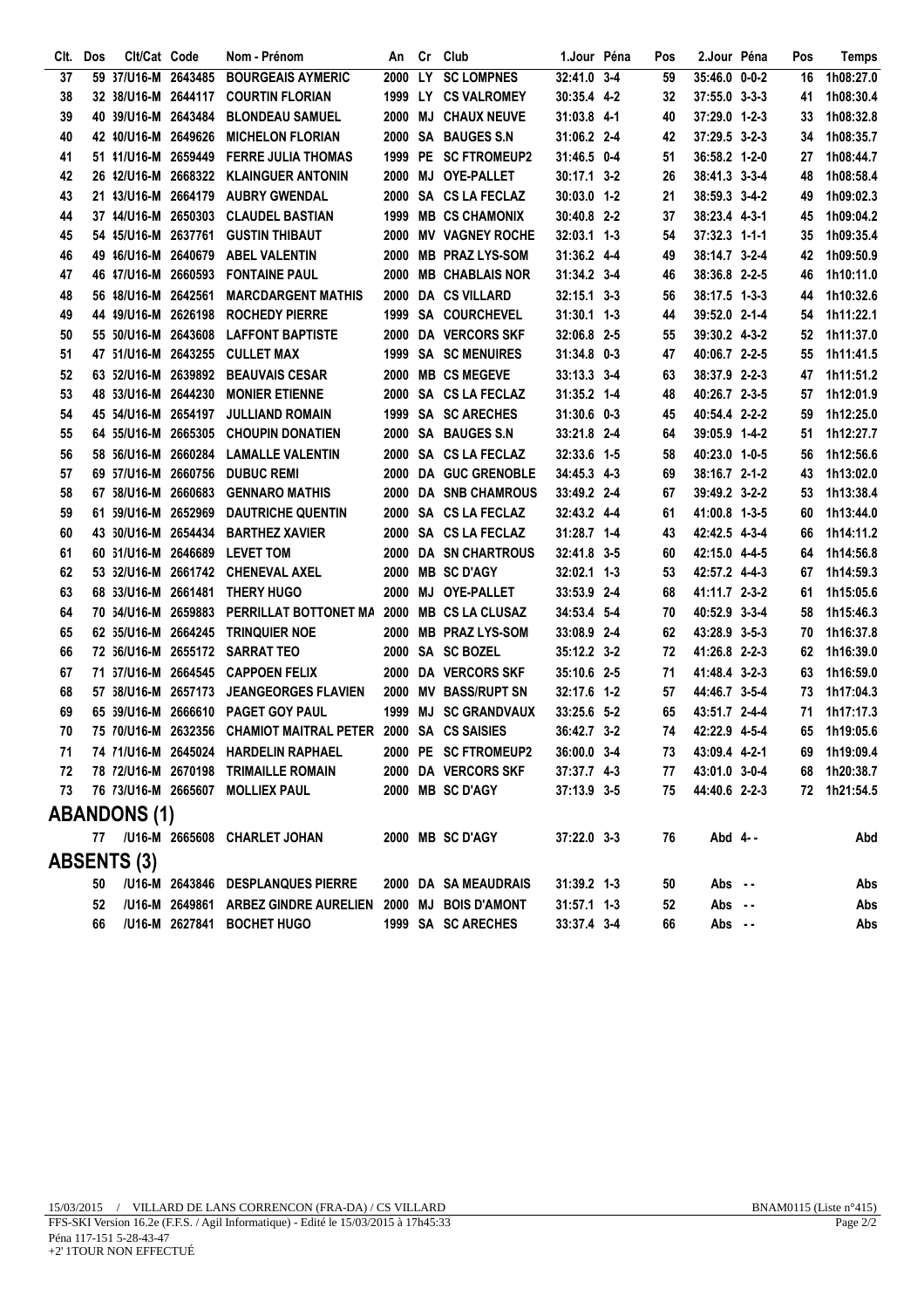| Clt. | Dos | Clt/Cat | Code | Nom - Prénom | An | Cr | Club | 1.Jour | Péna | Pos | 2.Jour | Péna | Pos | Temps |
|---|---|---|---|---|---|---|---|---|---|---|---|---|---|---|
| 37 | 59 | 37/U16-M | 2643485 | BOURGEAIS AYMERIC | 2000 | LY | SC LOMPNES | 32:41.0 | 3-4 | 59 | 35:46.0 | 0-0-2 | 16 | 1h08:27.0 |
| 38 | 32 | 38/U16-M | 2644117 | COURTIN FLORIAN | 1999 | LY | CS VALROMEY | 30:35.4 | 4-2 | 32 | 37:55.0 | 3-3-3 | 41 | 1h08:30.4 |
| 39 | 40 | 39/U16-M | 2643484 | BLONDEAU SAMUEL | 2000 | MJ | CHAUX NEUVE | 31:03.8 | 4-1 | 40 | 37:29.0 | 1-2-3 | 33 | 1h08:32.8 |
| 40 | 42 | 40/U16-M | 2649626 | MICHELON FLORIAN | 2000 | SA | BAUGES S.N | 31:06.2 | 2-4 | 42 | 37:29.5 | 3-2-3 | 34 | 1h08:35.7 |
| 41 | 51 | 41/U16-M | 2659449 | FERRE JULIA THOMAS | 1999 | PE | SC FTROMEUP2 | 31:46.5 | 0-4 | 51 | 36:58.2 | 1-2-0 | 27 | 1h08:44.7 |
| 42 | 26 | 42/U16-M | 2668322 | KLAINGUER ANTONIN | 2000 | MJ | OYE-PALLET | 30:17.1 | 3-2 | 26 | 38:41.3 | 3-3-4 | 48 | 1h08:58.4 |
| 43 | 21 | 43/U16-M | 2664179 | AUBRY GWENDAL | 2000 | SA | CS LA FECLAZ | 30:03.0 | 1-2 | 21 | 38:59.3 | 3-4-2 | 49 | 1h09:02.3 |
| 44 | 37 | 44/U16-M | 2650303 | CLAUDEL BASTIAN | 1999 | MB | CS CHAMONIX | 30:40.8 | 2-2 | 37 | 38:23.4 | 4-3-1 | 45 | 1h09:04.2 |
| 45 | 54 | 45/U16-M | 2637761 | GUSTIN THIBAUT | 2000 | MV | VAGNEY ROCHE | 32:03.1 | 1-3 | 54 | 37:32.3 | 1-1-1 | 35 | 1h09:35.4 |
| 46 | 49 | 46/U16-M | 2640679 | ABEL VALENTIN | 2000 | MB | PRAZ LYS-SOM | 31:36.2 | 4-4 | 49 | 38:14.7 | 3-2-4 | 42 | 1h09:50.9 |
| 47 | 46 | 47/U16-M | 2660593 | FONTAINE PAUL | 2000 | MB | CHABLAIS NOR | 31:34.2 | 3-4 | 46 | 38:36.8 | 2-2-5 | 46 | 1h10:11.0 |
| 48 | 56 | 48/U16-M | 2642561 | MARCDARGENT MATHIS | 2000 | DA | CS VILLARD | 32:15.1 | 3-3 | 56 | 38:17.5 | 1-3-3 | 44 | 1h10:32.6 |
| 49 | 44 | 49/U16-M | 2626198 | ROCHEDY PIERRE | 1999 | SA | COURCHEVEL | 31:30.1 | 1-3 | 44 | 39:52.0 | 2-1-4 | 54 | 1h11:22.1 |
| 50 | 55 | 50/U16-M | 2643608 | LAFFONT BAPTISTE | 2000 | DA | VERCORS SKF | 32:06.8 | 2-5 | 55 | 39:30.2 | 4-3-2 | 52 | 1h11:37.0 |
| 51 | 47 | 51/U16-M | 2643255 | CULLET MAX | 1999 | SA | SC MENUIRES | 31:34.8 | 0-3 | 47 | 40:06.7 | 2-2-5 | 55 | 1h11:41.5 |
| 52 | 63 | 52/U16-M | 2639892 | BEAUVAIS CESAR | 2000 | MB | CS MEGEVE | 33:13.3 | 3-4 | 63 | 38:37.9 | 2-2-3 | 47 | 1h11:51.2 |
| 53 | 48 | 53/U16-M | 2644230 | MONIER ETIENNE | 2000 | SA | CS LA FECLAZ | 31:35.2 | 1-4 | 48 | 40:26.7 | 2-3-5 | 57 | 1h12:01.9 |
| 54 | 45 | 54/U16-M | 2654197 | JULLIAND ROMAIN | 1999 | SA | SC ARECHES | 31:30.6 | 0-3 | 45 | 40:54.4 | 2-2-2 | 59 | 1h12:25.0 |
| 55 | 64 | 55/U16-M | 2665305 | CHOUPIN DONATIEN | 2000 | SA | BAUGES S.N | 33:21.8 | 2-4 | 64 | 39:05.9 | 1-4-2 | 51 | 1h12:27.7 |
| 56 | 58 | 56/U16-M | 2660284 | LAMALLE VALENTIN | 2000 | SA | CS LA FECLAZ | 32:33.6 | 1-5 | 58 | 40:23.0 | 1-0-5 | 56 | 1h12:56.6 |
| 57 | 69 | 57/U16-M | 2660756 | DUBUC REMI | 2000 | DA | GUC GRENOBLE | 34:45.3 | 4-3 | 69 | 38:16.7 | 2-1-2 | 43 | 1h13:02.0 |
| 58 | 67 | 58/U16-M | 2660683 | GENNARO MATHIS | 2000 | DA | SNB CHAMROUS | 33:49.2 | 2-4 | 67 | 39:49.2 | 3-2-2 | 53 | 1h13:38.4 |
| 59 | 61 | 59/U16-M | 2652969 | DAUTRICHE QUENTIN | 2000 | SA | CS LA FECLAZ | 32:43.2 | 4-4 | 61 | 41:00.8 | 1-3-5 | 60 | 1h13:44.0 |
| 60 | 43 | 60/U16-M | 2654434 | BARTHEZ XAVIER | 2000 | SA | CS LA FECLAZ | 31:28.7 | 1-4 | 43 | 42:42.5 | 4-3-4 | 66 | 1h14:11.2 |
| 61 | 60 | 61/U16-M | 2646689 | LEVET TOM | 2000 | DA | SN CHARTROUS | 32:41.8 | 3-5 | 60 | 42:15.0 | 4-4-5 | 64 | 1h14:56.8 |
| 62 | 53 | 62/U16-M | 2661742 | CHENEVAL AXEL | 2000 | MB | SC D'AGY | 32:02.1 | 1-3 | 53 | 42:57.2 | 4-4-3 | 67 | 1h14:59.3 |
| 63 | 68 | 63/U16-M | 2661481 | THERY HUGO | 2000 | MJ | OYE-PALLET | 33:53.9 | 2-4 | 68 | 41:11.7 | 2-3-2 | 61 | 1h15:05.6 |
| 64 | 70 | 64/U16-M | 2659883 | PERRILLAT BOTTONET MA | 2000 | MB | CS LA CLUSAZ | 34:53.4 | 5-4 | 70 | 40:52.9 | 3-3-4 | 58 | 1h15:46.3 |
| 65 | 62 | 65/U16-M | 2664245 | TRINQUIER NOE | 2000 | MB | PRAZ LYS-SOM | 33:08.9 | 2-4 | 62 | 43:28.9 | 3-5-3 | 70 | 1h16:37.8 |
| 66 | 72 | 66/U16-M | 2655172 | SARRAT TEO | 2000 | SA | SC BOZEL | 35:12.2 | 3-2 | 72 | 41:26.8 | 2-2-3 | 62 | 1h16:39.0 |
| 67 | 71 | 67/U16-M | 2664545 | CAPPOEN FELIX | 2000 | DA | VERCORS SKF | 35:10.6 | 2-5 | 71 | 41:48.4 | 3-2-3 | 63 | 1h16:59.0 |
| 68 | 57 | 68/U16-M | 2657173 | JEANGEORGES FLAVIEN | 2000 | MV | BASS/RUPT SN | 32:17.6 | 1-2 | 57 | 44:46.7 | 3-5-4 | 73 | 1h17:04.3 |
| 69 | 65 | 69/U16-M | 2666610 | PAGET GOY PAUL | 1999 | MJ | SC GRANDVAUX | 33:25.6 | 5-2 | 65 | 43:51.7 | 2-4-4 | 71 | 1h17:17.3 |
| 70 | 75 | 70/U16-M | 2632356 | CHAMIOT MAITRAL PETER | 2000 | SA | CS SAISIES | 36:42.7 | 3-2 | 74 | 42:22.9 | 4-5-4 | 65 | 1h19:05.6 |
| 71 | 74 | 71/U16-M | 2645024 | HARDELIN RAPHAEL | 2000 | PE | SC FTROMEUP2 | 36:00.0 | 3-4 | 73 | 43:09.4 | 4-2-1 | 69 | 1h19:09.4 |
| 72 | 78 | 72/U16-M | 2670198 | TRIMAILLE ROMAIN | 2000 | DA | VERCORS SKF | 37:37.7 | 4-3 | 77 | 43:01.0 | 3-0-4 | 68 | 1h20:38.7 |
| 73 | 76 | 73/U16-M | 2665607 | MOLLIEX PAUL | 2000 | MB | SC D'AGY | 37:13.9 | 3-5 | 75 | 44:40.6 | 2-2-3 | 72 | 1h21:54.5 |

## ABANDONS (1)

| | Dos | Clt/Cat | Code | Nom - Prénom | An | Cr | Club | 1.Jour | Péna | Pos | 2.Jour | Péna | Pos | Temps |
|---|---|---|---|---|---|---|---|---|---|---|---|---|---|---|
| | 77 | /U16-M | 2665608 | CHARLET JOHAN | 2000 | MB | SC D'AGY | 37:22.0 | 3-3 | 76 | Abd | 4- - | | Abd |

## ABSENTS (3)

| | Dos | Clt/Cat | Code | Nom - Prénom | An | Cr | Club | 1.Jour | Péna | Pos | 2.Jour | Péna | Pos | Temps |
|---|---|---|---|---|---|---|---|---|---|---|---|---|---|---|
| | 50 | /U16-M | 2643846 | DESPLANQUES PIERRE | 2000 | DA | SA MEAUDRAIS | 31:39.2 | 1-3 | 50 | Abs | - - | | Abs |
| | 52 | /U16-M | 2649861 | ARBEZ GINDRE AURELIEN | 2000 | MJ | BOIS D'AMONT | 31:57.1 | 1-3 | 52 | Abs | - - | | Abs |
| | 66 | /U16-M | 2627841 | BOCHET HUGO | 1999 | SA | SC ARECHES | 33:37.4 | 3-4 | 66 | Abs | - - | | Abs |

15/03/2015 / VILLARD DE LANS CORRENCON (FRA-DA) / CS VILLARD — BNAM0115 (Liste n°415)

FFS-SKI Version 16.2e (F.F.S. / Agil Informatique) - Edité le 15/03/2015 à 17h45:33

Péna 117-151 5-28-43-47

+2' 1TOUR NON EFFECTUÉ